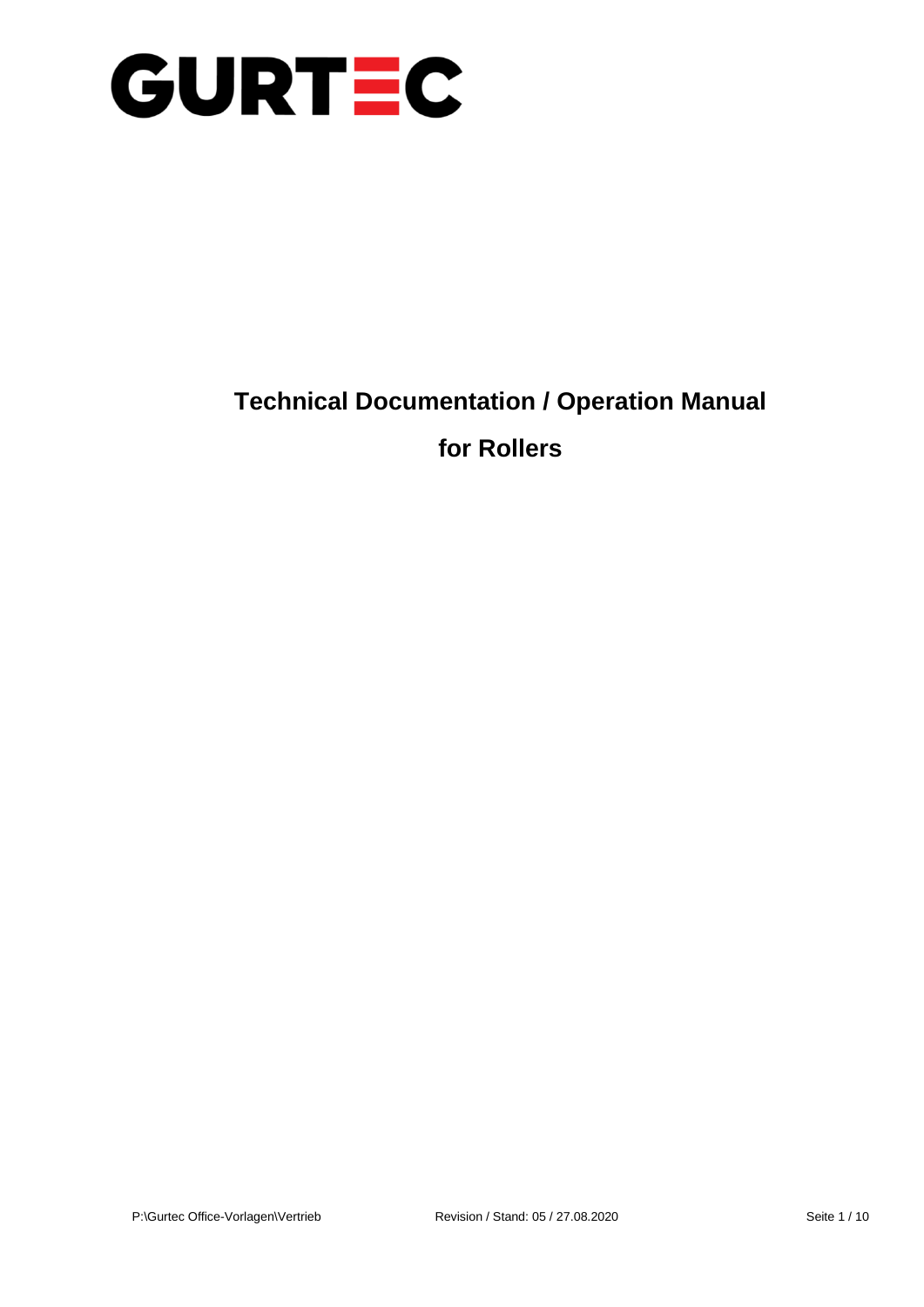GURTEC

# Technical Documentation / Operation Manual

# for Rollers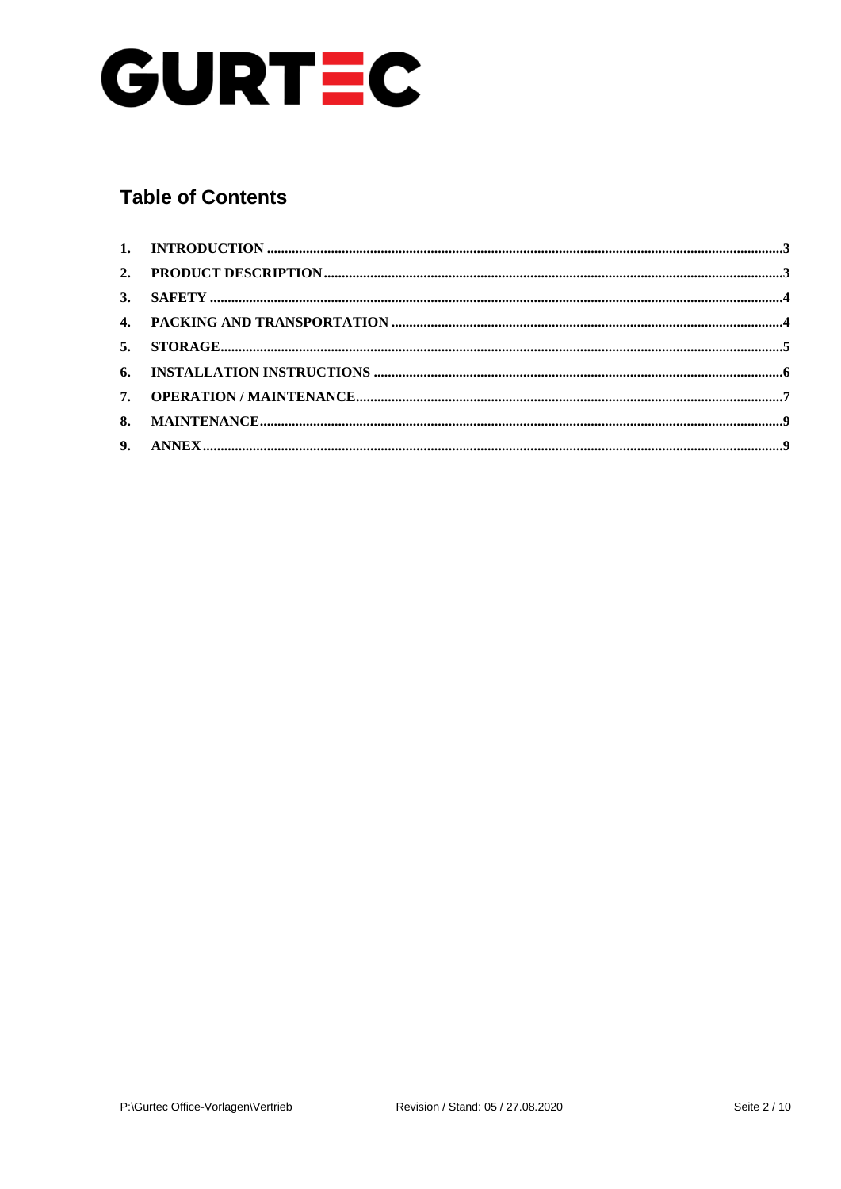GURTEC

## Table of Contents

1. INTRODUCTION ....................................................................3
2. PRODUCT DESCRIPTION ...........................................................3
3. SAFETY ..................................................................................4
4. PACKING AND TRANSPORTATION .............................................4
5. STORAGE ................................................................................5
6. INSTALLATION INSTRUCTIONS ..................................................6
7. OPERATION / MAINTENANCE ....................................................7
8. MAINTENANCE ........................................................................9
9. ANNEX ....................................................................................9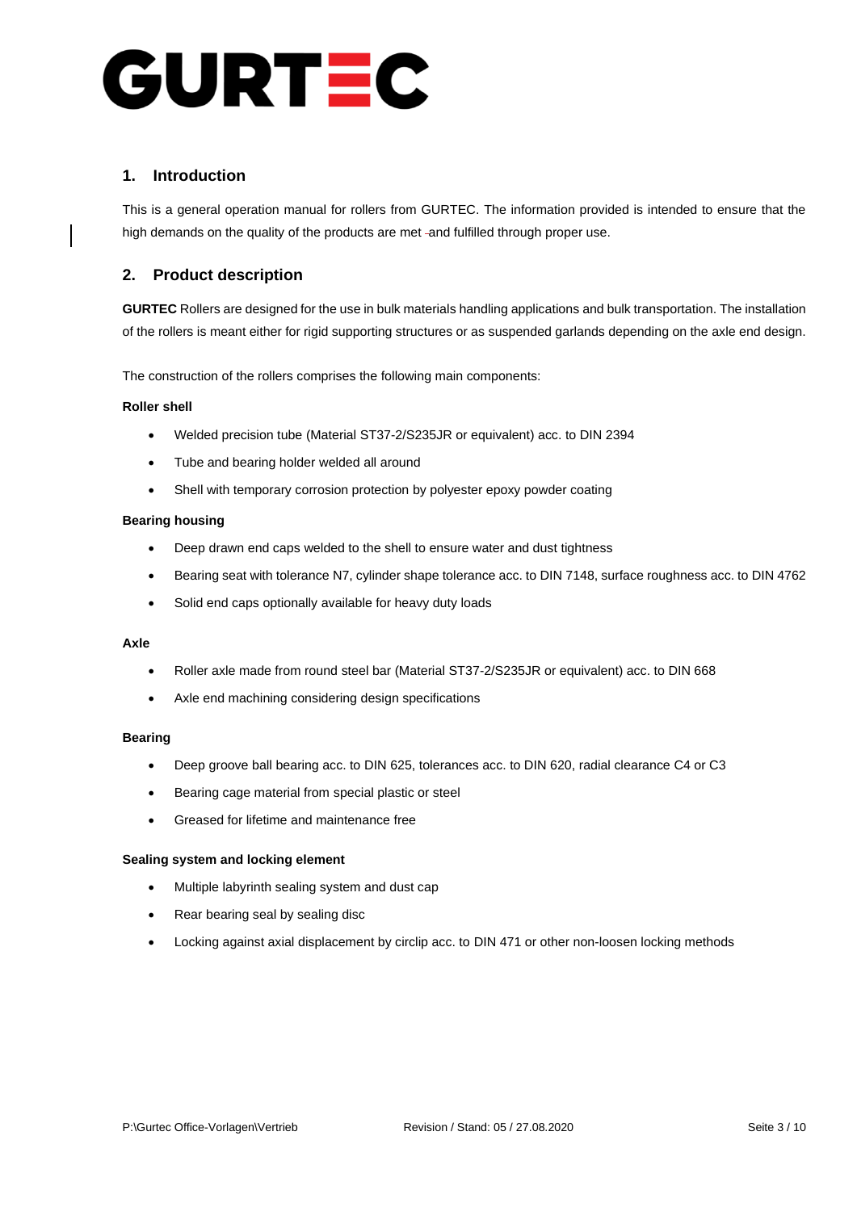GURTEC

## 1. Introduction

This is a general operation manual for rollers from GURTEC. The information provided is intended to ensure that the high demands on the quality of the products are met and fulfilled through proper use.

## 2. Product description

**GURTEC** Rollers are designed for the use in bulk materials handling applications and bulk transportation. The installation of the rollers is meant either for rigid supporting structures or as suspended garlands depending on the axle end design.

The construction of the rollers comprises the following main components:

**Roller shell**

- Welded precision tube (Material ST37-2/S235JR or equivalent) acc. to DIN 2394
- Tube and bearing holder welded all around
- Shell with temporary corrosion protection by polyester epoxy powder coating

**Bearing housing**

- Deep drawn end caps welded to the shell to ensure water and dust tightness
- Bearing seat with tolerance N7, cylinder shape tolerance acc. to DIN 7148, surface roughness acc. to DIN 4762
- Solid end caps optionally available for heavy duty loads

**Axle**

- Roller axle made from round steel bar (Material ST37-2/S235JR or equivalent) acc. to DIN 668
- Axle end machining considering design specifications

**Bearing**

- Deep groove ball bearing acc. to DIN 625, tolerances acc. to DIN 620, radial clearance C4 or C3
- Bearing cage material from special plastic or steel
- Greased for lifetime and maintenance free

**Sealing system and locking element**

- Multiple labyrinth sealing system and dust cap
- Rear bearing seal by sealing disc
- Locking against axial displacement by circlip acc. to DIN 471 or other non-loosen locking methods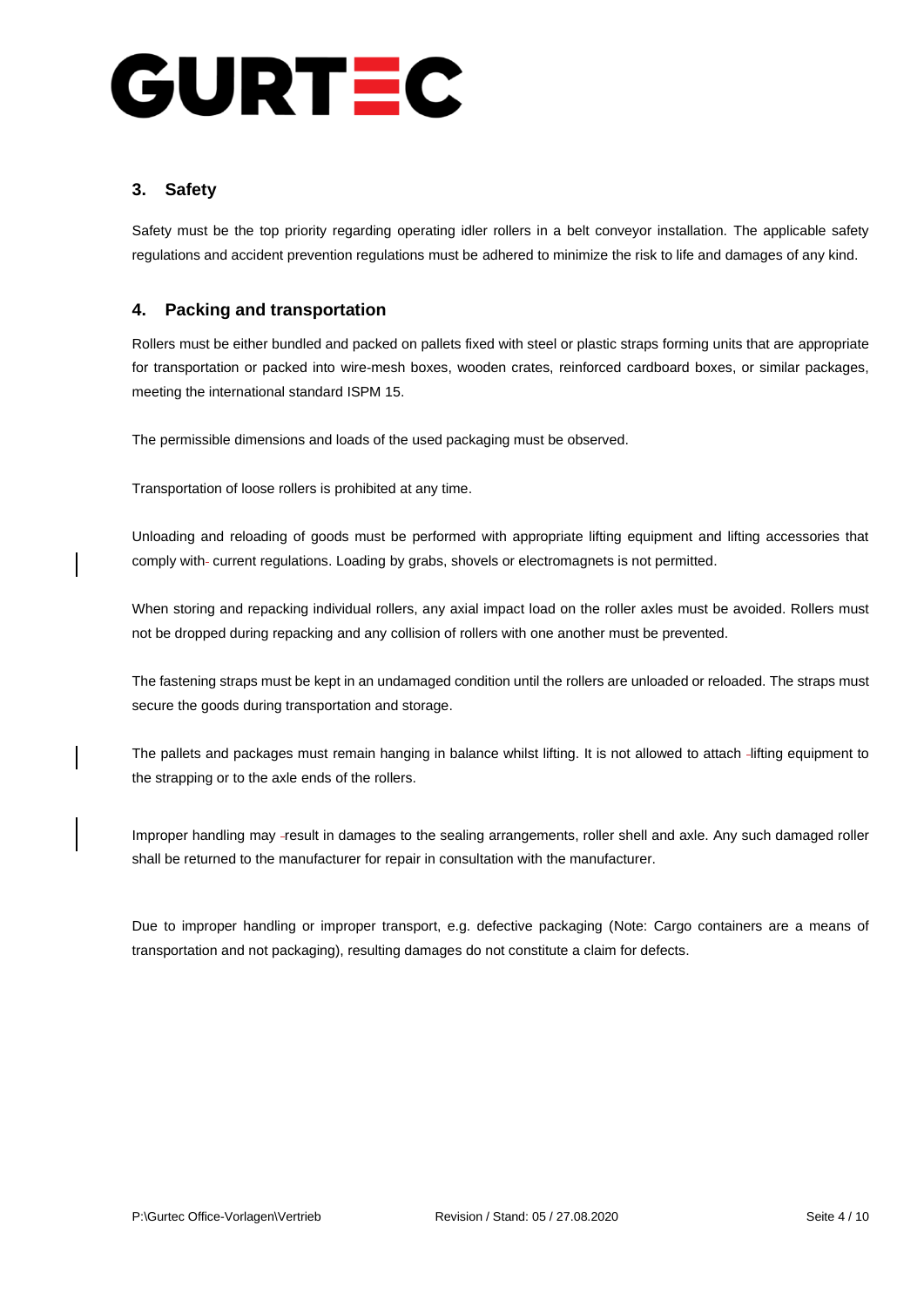## 3. Safety

Safety must be the top priority regarding operating idler rollers in a belt conveyor installation. The applicable safety regulations and accident prevention regulations must be adhered to minimize the risk to life and damages of any kind.

## 4. Packing and transportation

Rollers must be either bundled and packed on pallets fixed with steel or plastic straps forming units that are appropriate for transportation or packed into wire-mesh boxes, wooden crates, reinforced cardboard boxes, or similar packages, meeting the international standard ISPM 15.

The permissible dimensions and loads of the used packaging must be observed.

Transportation of loose rollers is prohibited at any time.

Unloading and reloading of goods must be performed with appropriate lifting equipment and lifting accessories that comply with current regulations. Loading by grabs, shovels or electromagnets is not permitted.

When storing and repacking individual rollers, any axial impact load on the roller axles must be avoided. Rollers must not be dropped during repacking and any collision of rollers with one another must be prevented.

The fastening straps must be kept in an undamaged condition until the rollers are unloaded or reloaded. The straps must secure the goods during transportation and storage.

The pallets and packages must remain hanging in balance whilst lifting. It is not allowed to attach lifting equipment to the strapping or to the axle ends of the rollers.

Improper handling may result in damages to the sealing arrangements, roller shell and axle. Any such damaged roller shall be returned to the manufacturer for repair in consultation with the manufacturer.

Due to improper handling or improper transport, e.g. defective packaging (Note: Cargo containers are a means of transportation and not packaging), resulting damages do not constitute a claim for defects.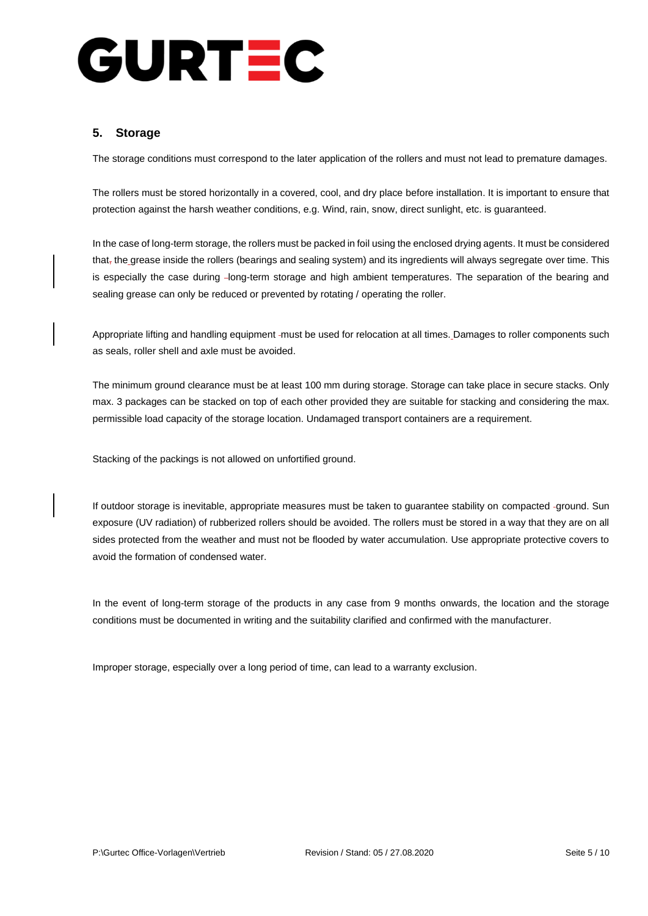## 5. Storage

The storage conditions must correspond to the later application of the rollers and must not lead to premature damages.

The rollers must be stored horizontally in a covered, cool, and dry place before installation. It is important to ensure that protection against the harsh weather conditions, e.g. Wind, rain, snow, direct sunlight, etc. is guaranteed.

In the case of long-term storage, the rollers must be packed in foil using the enclosed drying agents. It must be considered that the grease inside the rollers (bearings and sealing system) and its ingredients will always segregate over time. This is especially the case during long-term storage and high ambient temperatures. The separation of the bearing and sealing grease can only be reduced or prevented by rotating / operating the roller.

Appropriate lifting and handling equipment must be used for relocation at all times. Damages to roller components such as seals, roller shell and axle must be avoided.

The minimum ground clearance must be at least 100 mm during storage. Storage can take place in secure stacks. Only max. 3 packages can be stacked on top of each other provided they are suitable for stacking and considering the max. permissible load capacity of the storage location. Undamaged transport containers are a requirement.

Stacking of the packings is not allowed on unfortified ground.

If outdoor storage is inevitable, appropriate measures must be taken to guarantee stability on compacted ground. Sun exposure (UV radiation) of rubberized rollers should be avoided. The rollers must be stored in a way that they are on all sides protected from the weather and must not be flooded by water accumulation. Use appropriate protective covers to avoid the formation of condensed water.

In the event of long-term storage of the products in any case from 9 months onwards, the location and the storage conditions must be documented in writing and the suitability clarified and confirmed with the manufacturer.

Improper storage, especially over a long period of time, can lead to a warranty exclusion.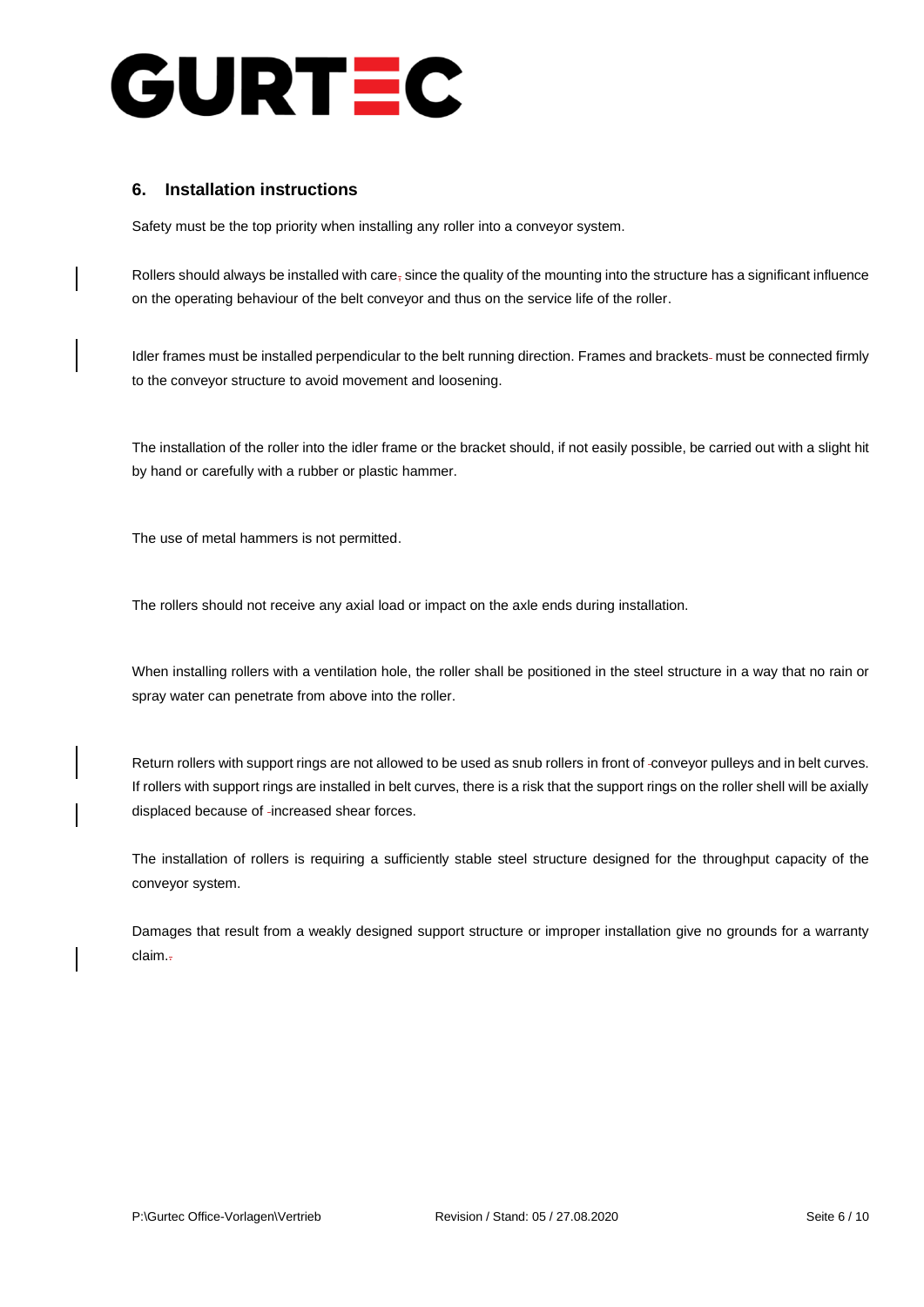## 6. Installation instructions

Safety must be the top priority when installing any roller into a conveyor system.

Rollers should always be installed with care, since the quality of the mounting into the structure has a significant influence on the operating behaviour of the belt conveyor and thus on the service life of the roller.

Idler frames must be installed perpendicular to the belt running direction. Frames and brackets must be connected firmly to the conveyor structure to avoid movement and loosening.

The installation of the roller into the idler frame or the bracket should, if not easily possible, be carried out with a slight hit by hand or carefully with a rubber or plastic hammer.

The use of metal hammers is not permitted.

The rollers should not receive any axial load or impact on the axle ends during installation.

When installing rollers with a ventilation hole, the roller shall be positioned in the steel structure in a way that no rain or spray water can penetrate from above into the roller.

Return rollers with support rings are not allowed to be used as snub rollers in front of conveyor pulleys and in belt curves. If rollers with support rings are installed in belt curves, there is a risk that the support rings on the roller shell will be axially displaced because of increased shear forces.

The installation of rollers is requiring a sufficiently stable steel structure designed for the throughput capacity of the conveyor system.

Damages that result from a weakly designed support structure or improper installation give no grounds for a warranty claim.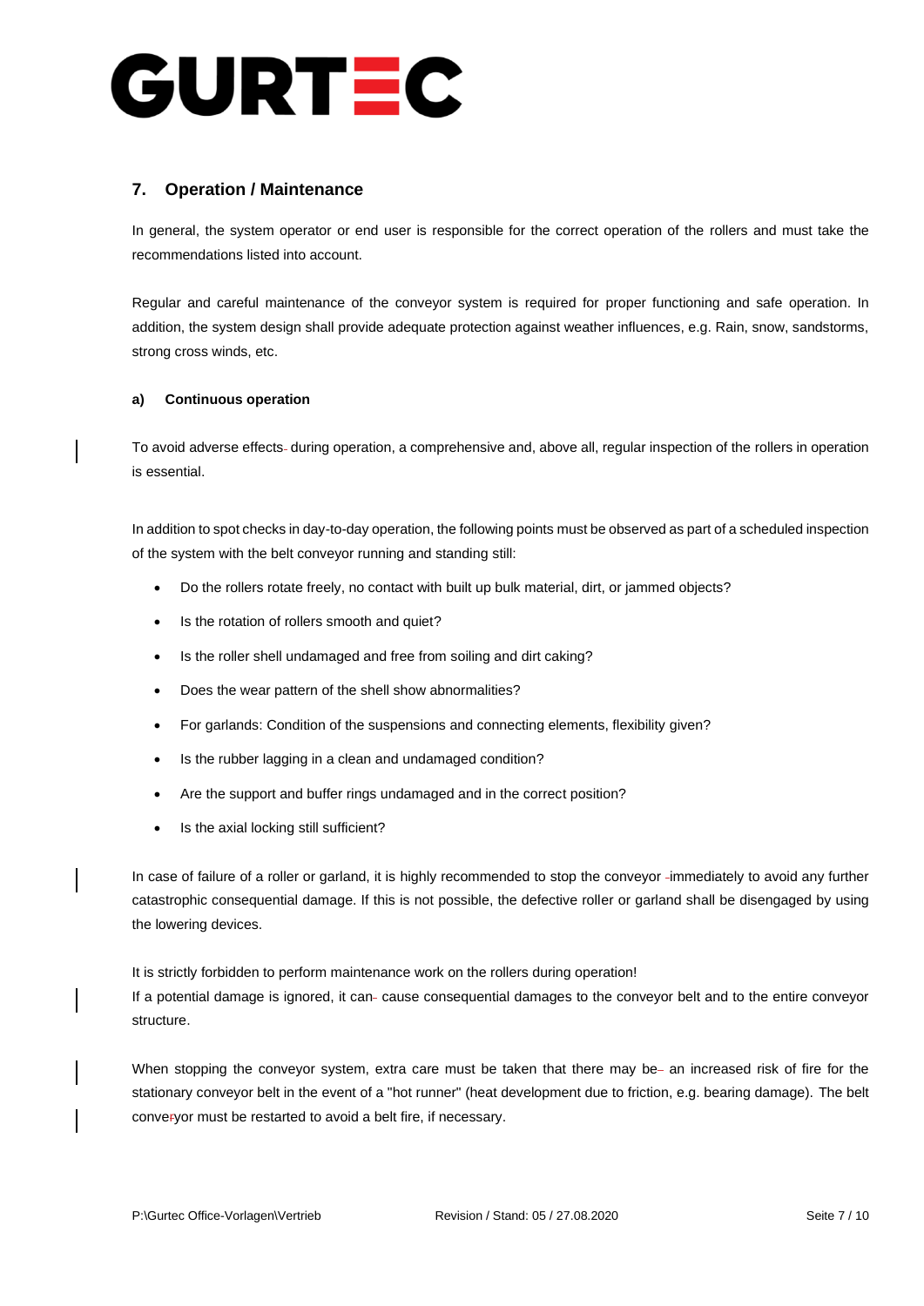## 7. Operation / Maintenance

In general, the system operator or end user is responsible for the correct operation of the rollers and must take the recommendations listed into account.

Regular and careful maintenance of the conveyor system is required for proper functioning and safe operation. In addition, the system design shall provide adequate protection against weather influences, e.g. Rain, snow, sandstorms, strong cross winds, etc.

### a) Continuous operation

To avoid adverse effects during operation, a comprehensive and, above all, regular inspection of the rollers in operation is essential.

In addition to spot checks in day-to-day operation, the following points must be observed as part of a scheduled inspection of the system with the belt conveyor running and standing still:

- Do the rollers rotate freely, no contact with built up bulk material, dirt, or jammed objects?
- Is the rotation of rollers smooth and quiet?
- Is the roller shell undamaged and free from soiling and dirt caking?
- Does the wear pattern of the shell show abnormalities?
- For garlands: Condition of the suspensions and connecting elements, flexibility given?
- Is the rubber lagging in a clean and undamaged condition?
- Are the support and buffer rings undamaged and in the correct position?
- Is the axial locking still sufficient?

In case of failure of a roller or garland, it is highly recommended to stop the conveyor immediately to avoid any further catastrophic consequential damage. If this is not possible, the defective roller or garland shall be disengaged by using the lowering devices.

It is strictly forbidden to perform maintenance work on the rollers during operation!
If a potential damage is ignored, it can cause consequential damages to the conveyor belt and to the entire conveyor structure.

When stopping the conveyor system, extra care must be taken that there may be an increased risk of fire for the stationary conveyor belt in the event of a "hot runner" (heat development due to friction, e.g. bearing damage). The belt conveyor must be restarted to avoid a belt fire, if necessary.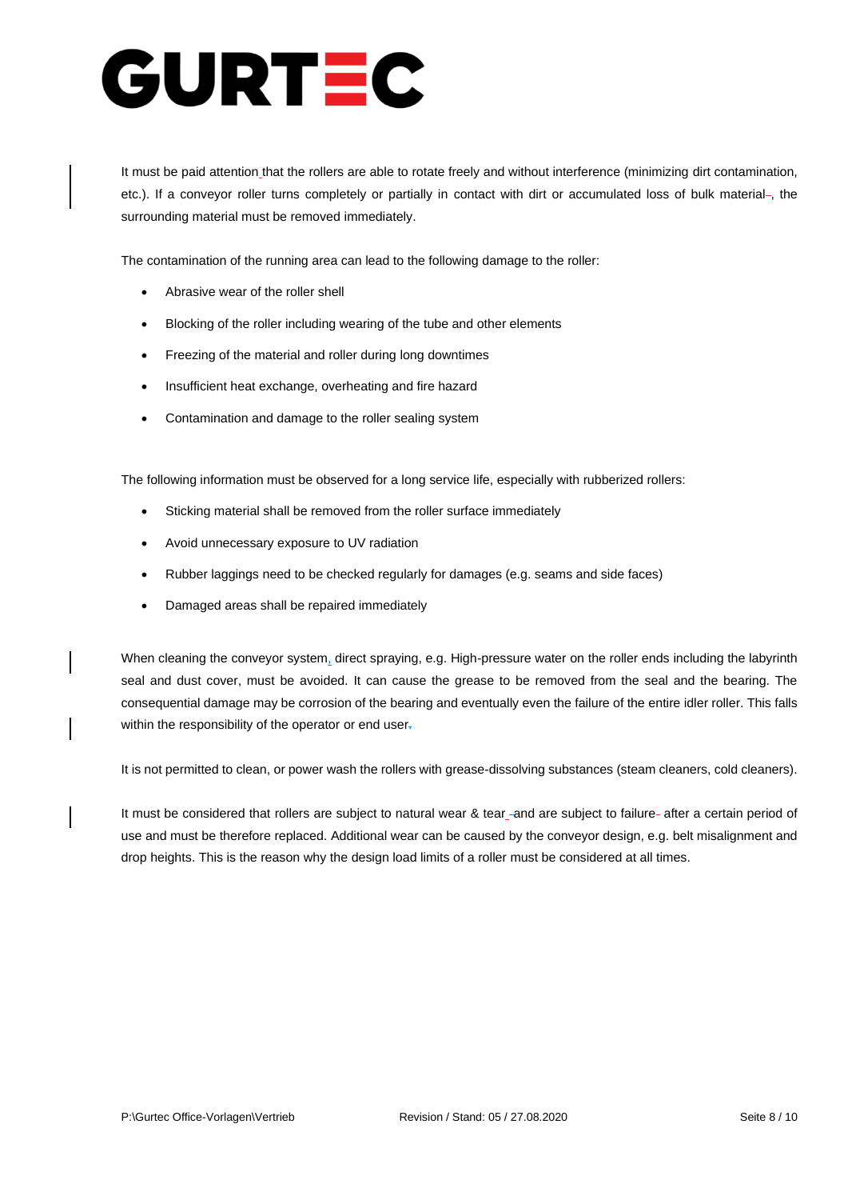It must be paid attention that the rollers are able to rotate freely and without interference (minimizing dirt contamination, etc.). If a conveyor roller turns completely or partially in contact with dirt or accumulated loss of bulk material, the surrounding material must be removed immediately.

The contamination of the running area can lead to the following damage to the roller:

- Abrasive wear of the roller shell
- Blocking of the roller including wearing of the tube and other elements
- Freezing of the material and roller during long downtimes
- Insufficient heat exchange, overheating and fire hazard
- Contamination and damage to the roller sealing system

The following information must be observed for a long service life, especially with rubberized rollers:

- Sticking material shall be removed from the roller surface immediately
- Avoid unnecessary exposure to UV radiation
- Rubber laggings need to be checked regularly for damages (e.g. seams and side faces)
- Damaged areas shall be repaired immediately

When cleaning the conveyor system, direct spraying, e.g. High-pressure water on the roller ends including the labyrinth seal and dust cover, must be avoided. It can cause the grease to be removed from the seal and the bearing. The consequential damage may be corrosion of the bearing and eventually even the failure of the entire idler roller. This falls within the responsibility of the operator or end user.

It is not permitted to clean, or power wash the rollers with grease-dissolving substances (steam cleaners, cold cleaners).

It must be considered that rollers are subject to natural wear & tear and are subject to failure after a certain period of use and must be therefore replaced. Additional wear can be caused by the conveyor design, e.g. belt misalignment and drop heights. This is the reason why the design load limits of a roller must be considered at all times.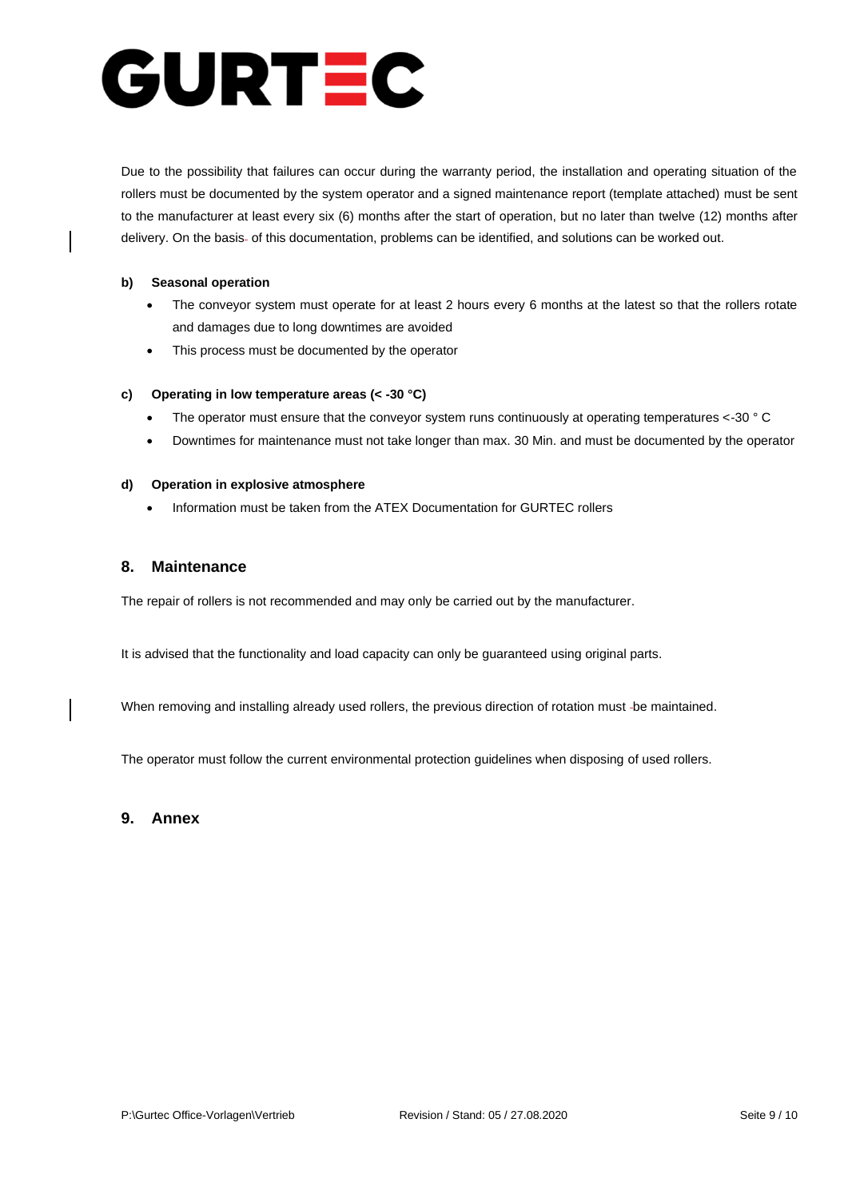Due to the possibility that failures can occur during the warranty period, the installation and operating situation of the rollers must be documented by the system operator and a signed maintenance report (template attached) must be sent to the manufacturer at least every six (6) months after the start of operation, but no later than twelve (12) months after delivery. On the basis of this documentation, problems can be identified, and solutions can be worked out.

#### b) Seasonal operation

- The conveyor system must operate for at least 2 hours every 6 months at the latest so that the rollers rotate and damages due to long downtimes are avoided
- This process must be documented by the operator

#### c) Operating in low temperature areas (< -30 °C)

- The operator must ensure that the conveyor system runs continuously at operating temperatures <-30 ° C
- Downtimes for maintenance must not take longer than max. 30 Min. and must be documented by the operator

#### d) Operation in explosive atmosphere

- Information must be taken from the ATEX Documentation for GURTEC rollers

## 8. Maintenance

The repair of rollers is not recommended and may only be carried out by the manufacturer.

It is advised that the functionality and load capacity can only be guaranteed using original parts.

When removing and installing already used rollers, the previous direction of rotation must be maintained.

The operator must follow the current environmental protection guidelines when disposing of used rollers.

## 9. Annex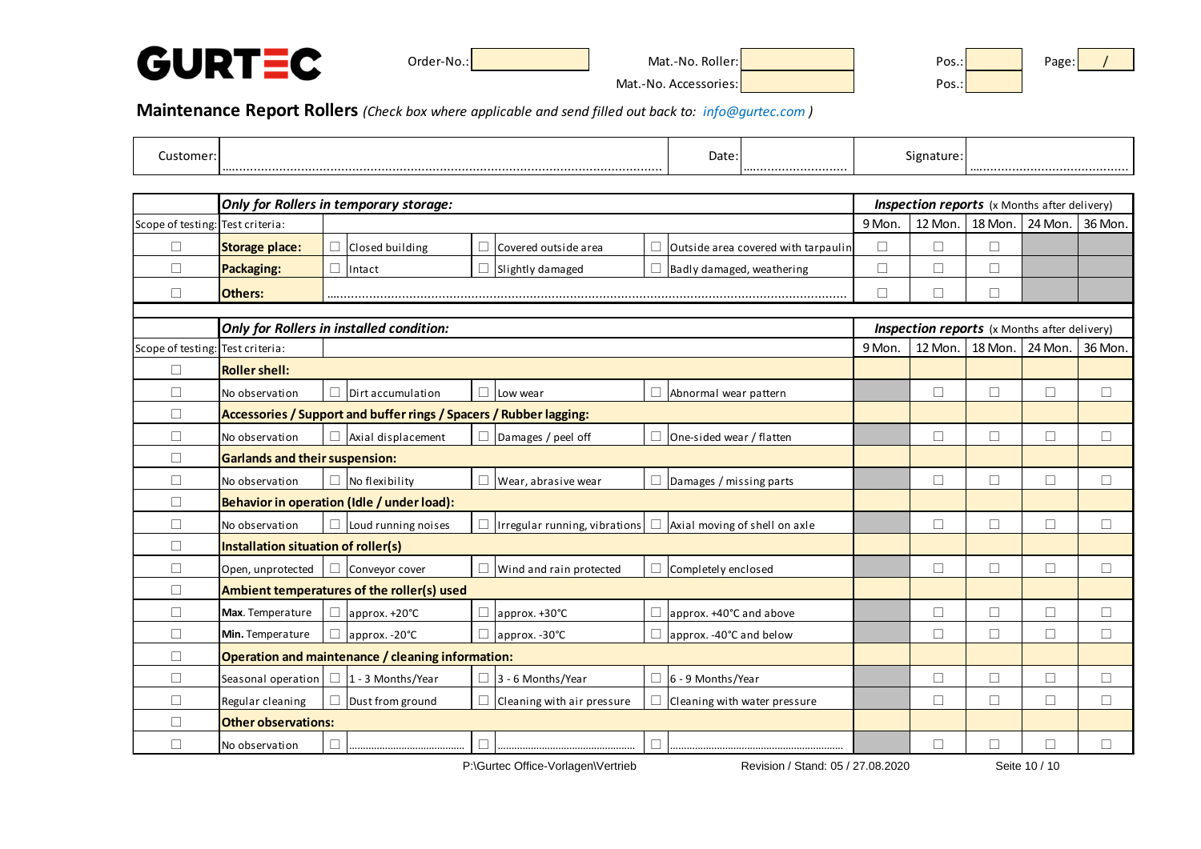GURTEC

Order-No.: | Mat.-No. Roller: | Pos.: | Page: /

Mat.-No. Accessories: | Pos.:

## Maintenance Report Rollers *(Check box where applicable and send filled out back to: info@gurtec.com )*

| Customer: | .......................................... | Date: | .............................. | Signature: | .......................................... |
|---|---|---|---|---|---|

| | ***Only for Rollers in temporary storage:*** | | | | ***Inspection reports*** (x Months after delivery) | | | | |
|---|---|---|---|---|---|---|---|---|---|
| Scope of testing: | Test criteria: | | | | 9 Mon. | 12 Mon. | 18 Mon. | 24 Mon. | 36 Mon. |
| ☐ | **Storage place:** | ☐ Closed building | ☐ Covered outside area | ☐ Outside area covered with tarpaulin | ☐ | ☐ | ☐ | | |
| ☐ | **Packaging:** | ☐ Intact | ☐ Slightly damaged | ☐ Badly damaged, weathering | ☐ | ☐ | ☐ | | |
| ☐ | **Others:** | .......................................... | | | ☐ | ☐ | ☐ | | |

| | ***Only for Rollers in installed condition:*** | | | | ***Inspection reports*** (x Months after delivery) | | | | |
|---|---|---|---|---|---|---|---|---|---|
| Scope of testing: | Test criteria: | | | | 9 Mon. | 12 Mon. | 18 Mon. | 24 Mon. | 36 Mon. |
| ☐ | **Roller shell:** | | | | | | | | |
| ☐ | No observation | ☐ Dirt accumulation | ☐ Low wear | ☐ Abnormal wear pattern | | ☐ | ☐ | ☐ | ☐ |
| ☐ | **Accessories / Support and buffer rings / Spacers / Rubber lagging:** | | | | | | | | |
| ☐ | No observation | ☐ Axial displacement | ☐ Damages / peel off | ☐ One-sided wear / flatten | | ☐ | ☐ | ☐ | ☐ |
| ☐ | **Garlands and their suspension:** | | | | | | | | |
| ☐ | No observation | ☐ No flexibility | ☐ Wear, abrasive wear | ☐ Damages / missing parts | | ☐ | ☐ | ☐ | ☐ |
| ☐ | **Behavior in operation (Idle / under load):** | | | | | | | | |
| ☐ | No observation | ☐ Loud running noises | ☐ Irregular running, vibrations | ☐ Axial moving of shell on axle | | ☐ | ☐ | ☐ | ☐ |
| ☐ | **Installation situation of roller(s)** | | | | | | | | |
| ☐ | Open, unprotected | ☐ Conveyor cover | ☐ Wind and rain protected | ☐ Completely enclosed | | ☐ | ☐ | ☐ | ☐ |
| ☐ | **Ambient temperatures of the roller(s) used** | | | | | | | | |
| ☐ | **Max.** Temperature | ☐ approx. +20°C | ☐ approx. +30°C | ☐ approx. +40°C and above | | ☐ | ☐ | ☐ | ☐ |
| ☐ | **Min.** Temperature | ☐ approx. -20°C | ☐ approx. -30°C | ☐ approx. -40°C and below | | ☐ | ☐ | ☐ | ☐ |
| ☐ | **Operation and maintenance / cleaning information:** | | | | | | | | |
| ☐ | Seasonal operation | ☐ 1 - 3 Months/Year | ☐ 3 - 6 Months/Year | ☐ 6 - 9 Months/Year | | ☐ | ☐ | ☐ | ☐ |
| ☐ | Regular cleaning | ☐ Dust from ground | ☐ Cleaning with air pressure | ☐ Cleaning with water pressure | | ☐ | ☐ | ☐ | ☐ |
| ☐ | **Other observations:** | | | | | | | | |
| ☐ | No observation | ☐ .......................... | ☐ .......................... | ☐ .......................... | | ☐ | ☐ | ☐ | ☐ |

P:\Gurtec Office-Vorlagen\Vertrieb — Revision / Stand: 05 / 27.08.2020